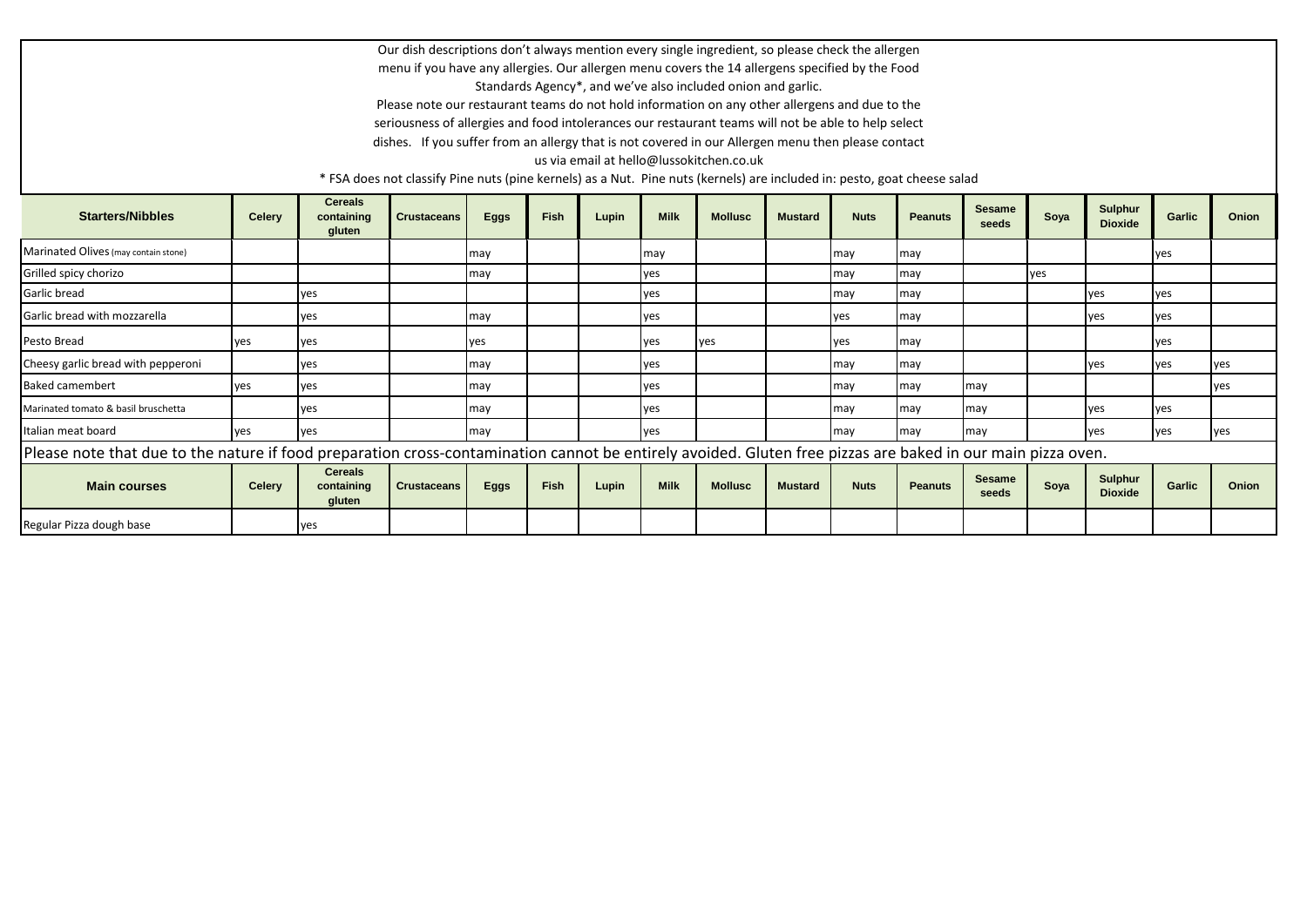Our dish descriptions don't always mention every single ingredient, so please check the allergen menu if you have any allergies. Our allergen menu covers the 14 allergens specified by the Food Standards Agency*, and we've also included onion and garlic.

Please note our restaurant teams do not hold information on any other allergens and due to the seriousness of allergies and food intolerances our restaurant teams will not be able to help select dishes. If you suffer from an allergy that is not covered in our Allergen menu then please contact us via email at hello@lussokitchen.co.uk

* FSA does not classify Pine nuts (pine kernels) as a Nut. Pine nuts (kernels) are included in: pesto, goat cheese salad

| Starters/Nibbles | Celery | Cereals containing gluten | Crustaceans | Eggs | Fish | Lupin | Milk | Mollusc | Mustard | Nuts | Peanuts | Sesame seeds | Soya | Sulphur Dioxide | Garlic | Onion |
|---|---|---|---|---|---|---|---|---|---|---|---|---|---|---|---|---|
| Marinated Olives (may contain stone) | | | | may | | | may | | | may | may | | | | yes | |
| Grilled spicy chorizo | | | | may | | | yes | | | may | may | | yes | | | |
| Garlic bread | | yes | | | | | yes | | | may | may | | | yes | yes | |
| Garlic bread with mozzarella | | yes | | may | | | yes | | | yes | may | | | yes | yes | |
| Pesto Bread | yes | yes | | yes | | | yes | yes | | yes | may | | | | yes | |
| Cheesy garlic bread with pepperoni | | yes | | may | | | yes | | | may | may | | | yes | yes | yes |
| Baked camembert | yes | yes | | may | | | yes | | | may | may | may | | | | yes |
| Marinated tomato & basil bruschetta | | yes | | may | | | yes | | | may | may | may | | yes | yes | |
| Italian meat board | yes | yes | | may | | | yes | | | may | may | may | | yes | yes | yes |

Please note that due to the nature if food preparation cross-contamination cannot be entirely avoided. Gluten free pizzas are baked in our main pizza oven.

| Main courses | Celery | Cereals containing gluten | Crustaceans | Eggs | Fish | Lupin | Milk | Mollusc | Mustard | Nuts | Peanuts | Sesame seeds | Soya | Sulphur Dioxide | Garlic | Onion |
|---|---|---|---|---|---|---|---|---|---|---|---|---|---|---|---|---|
| Regular Pizza dough base | | yes | | | | | | | | | | | | | | |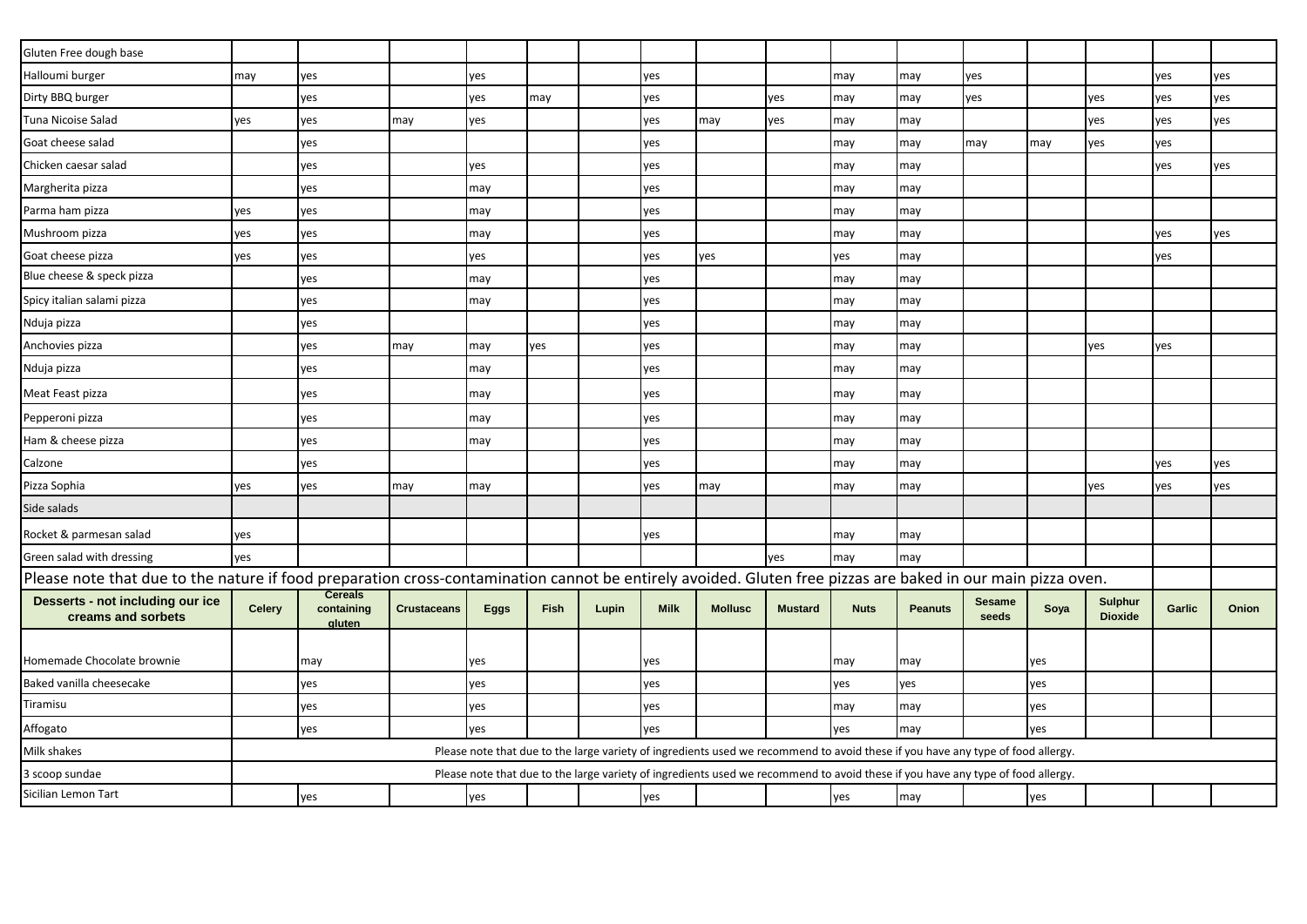| | | | | | | | | | | | | | | | | |
|---|---|---|---|---|---|---|---|---|---|---|---|---|---|---|---|---|
| Gluten Free dough base | | | | | | | | | | | | | | | | |
| Halloumi burger | may | yes | | yes | | | yes | | | may | may | yes | | | yes | yes |
| Dirty BBQ burger | | yes | | yes | may | | yes | | yes | may | may | yes | | yes | yes | yes |
| Tuna Nicoise Salad | yes | yes | may | yes | | | yes | may | yes | may | may | | | yes | yes | yes |
| Goat cheese salad | | yes | | | | | yes | | | may | may | may | may | yes | yes | |
| Chicken caesar salad | | yes | | yes | | | yes | | | may | may | | | | yes | yes |
| Margherita pizza | | yes | | may | | | yes | | | may | may | | | | | |
| Parma ham pizza | yes | yes | | may | | | yes | | | may | may | | | | | |
| Mushroom pizza | yes | yes | | may | | | yes | | | may | may | | | | yes | yes |
| Goat cheese pizza | yes | yes | | yes | | | yes | yes | | yes | may | | | | yes | |
| Blue cheese & speck pizza | | yes | | may | | | yes | | | may | may | | | | | |
| Spicy italian salami pizza | | yes | | may | | | yes | | | may | may | | | | | |
| Nduja pizza | | yes | | | | | yes | | | may | may | | | | | |
| Anchovies pizza | | yes | may | may | yes | | yes | | | may | may | | | yes | yes | |
| Nduja pizza | | yes | | may | | | yes | | | may | may | | | | | |
| Meat Feast pizza | | yes | | may | | | yes | | | may | may | | | | | |
| Pepperoni pizza | | yes | | may | | | yes | | | may | may | | | | | |
| Ham & cheese pizza | | yes | | may | | | yes | | | may | may | | | | | |
| Calzone | | yes | | | | | yes | | | may | may | | | | yes | yes |
| Pizza Sophia | yes | yes | may | may | | | yes | may | | may | may | | | yes | yes | yes |
| Side salads | | | | | | | | | | | | | | | | |
| Rocket & parmesan salad | yes | | | | | | yes | | | may | may | | | | | |
| Green salad with dressing | yes | | | | | | | | yes | may | may | | | | | |

Please note that due to the nature if food preparation cross-contamination cannot be entirely avoided. Gluten free pizzas are baked in our main pizza oven.

| Desserts - not including our ice creams and sorbets | Celery | Cereals containing gluten | Crustaceans | Eggs | Fish | Lupin | Milk | Mollusc | Mustard | Nuts | Peanuts | Sesame seeds | Soya | Sulphur Dioxide | Garlic | Onion |
|---|---|---|---|---|---|---|---|---|---|---|---|---|---|---|---|---|
| Homemade Chocolate brownie | | may | | yes | | | yes | | | may | may | | yes | | | |
| Baked vanilla cheesecake | | yes | | yes | | | yes | | | yes | yes | | yes | | | |
| Tiramisu | | yes | | yes | | | yes | | | may | may | | yes | | | |
| Affogato | | yes | | yes | | | yes | | | yes | may | | yes | | | |
| Milk shakes | Please note that due to the large variety of ingredients used we recommend to avoid these if you have any type of food allergy. | | | | | | | | | | | | | | | |
| 3 scoop sundae | Please note that due to the large variety of ingredients used we recommend to avoid these if you have any type of food allergy. | | | | | | | | | | | | | | | |
| Sicilian Lemon Tart | | yes | | yes | | | yes | | | yes | may | | yes | | | |